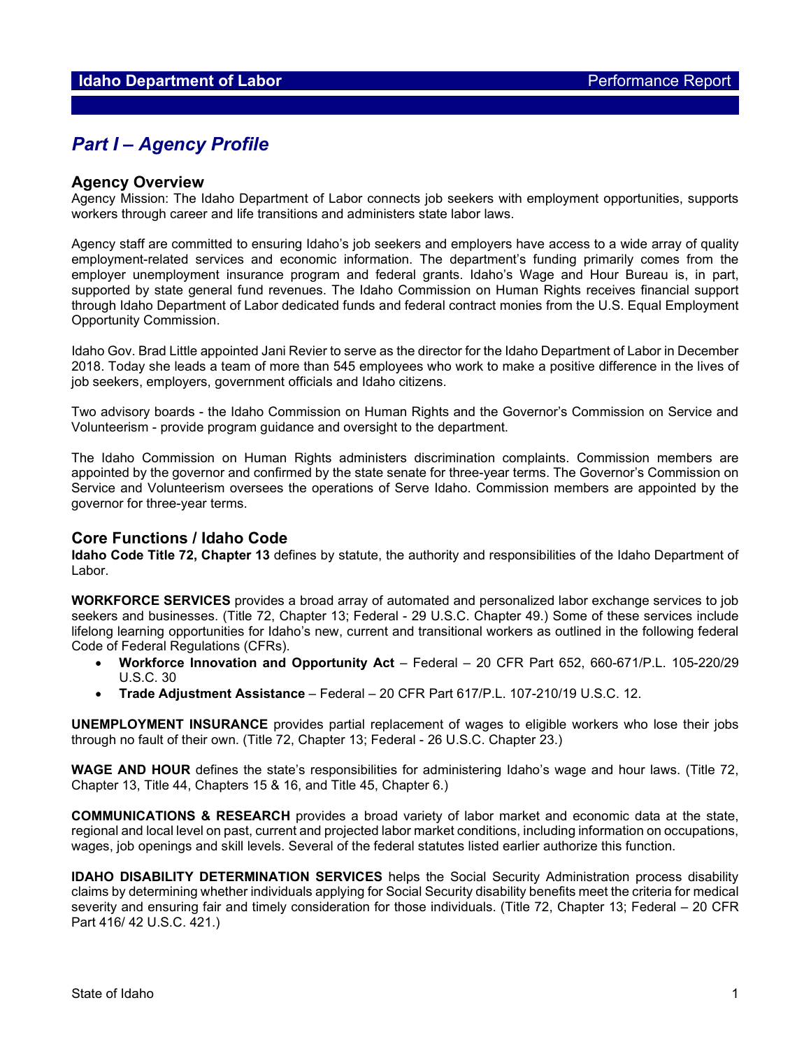# Part I – Agency Profile

## Agency Overview

Agency Mission: The Idaho Department of Labor connects job seekers with employment opportunities, supports workers through career and life transitions and administers state labor laws.

Agency staff are committed to ensuring Idaho's job seekers and employers have access to a wide array of quality employment-related services and economic information. The department's funding primarily comes from the employer unemployment insurance program and federal grants. Idaho's Wage and Hour Bureau is, in part, supported by state general fund revenues. The Idaho Commission on Human Rights receives financial support through Idaho Department of Labor dedicated funds and federal contract monies from the U.S. Equal Employment Opportunity Commission.

Idaho Gov. Brad Little appointed Jani Revier to serve as the director for the Idaho Department of Labor in December 2018. Today she leads a team of more than 545 employees who work to make a positive difference in the lives of job seekers, employers, government officials and Idaho citizens.

Two advisory boards - the Idaho Commission on Human Rights and the Governor's Commission on Service and Volunteerism - provide program guidance and oversight to the department.

The Idaho Commission on Human Rights administers discrimination complaints. Commission members are appointed by the governor and confirmed by the state senate for three-year terms. The Governor's Commission on Service and Volunteerism oversees the operations of Serve Idaho. Commission members are appointed by the governor for three-year terms.

## Core Functions / Idaho Code

**Idaho Code Title 72, Chapter 13** defines by statute, the authority and responsibilities of the Idaho Department of Labor.

**WORKFORCE SERVICES** provides a broad array of automated and personalized labor exchange services to job seekers and businesses. (Title 72, Chapter 13; Federal - 29 U.S.C. Chapter 49.) Some of these services include lifelong learning opportunities for Idaho's new, current and transitional workers as outlined in the following federal Code of Federal Regulations (CFRs).

- **Workforce Innovation and Opportunity Act** – Federal – 20 CFR Part 652, 660-671/P.L. 105-220/29 U.S.C. 30
- **Trade Adjustment Assistance** – Federal – 20 CFR Part 617/P.L. 107-210/19 U.S.C. 12.

**UNEMPLOYMENT INSURANCE** provides partial replacement of wages to eligible workers who lose their jobs through no fault of their own. (Title 72, Chapter 13; Federal - 26 U.S.C. Chapter 23.)

**WAGE AND HOUR** defines the state's responsibilities for administering Idaho's wage and hour laws. (Title 72, Chapter 13, Title 44, Chapters 15 & 16, and Title 45, Chapter 6.)

**COMMUNICATIONS & RESEARCH** provides a broad variety of labor market and economic data at the state, regional and local level on past, current and projected labor market conditions, including information on occupations, wages, job openings and skill levels. Several of the federal statutes listed earlier authorize this function.

**IDAHO DISABILITY DETERMINATION SERVICES** helps the Social Security Administration process disability claims by determining whether individuals applying for Social Security disability benefits meet the criteria for medical severity and ensuring fair and timely consideration for those individuals. (Title 72, Chapter 13; Federal – 20 CFR Part 416/ 42 U.S.C. 421.)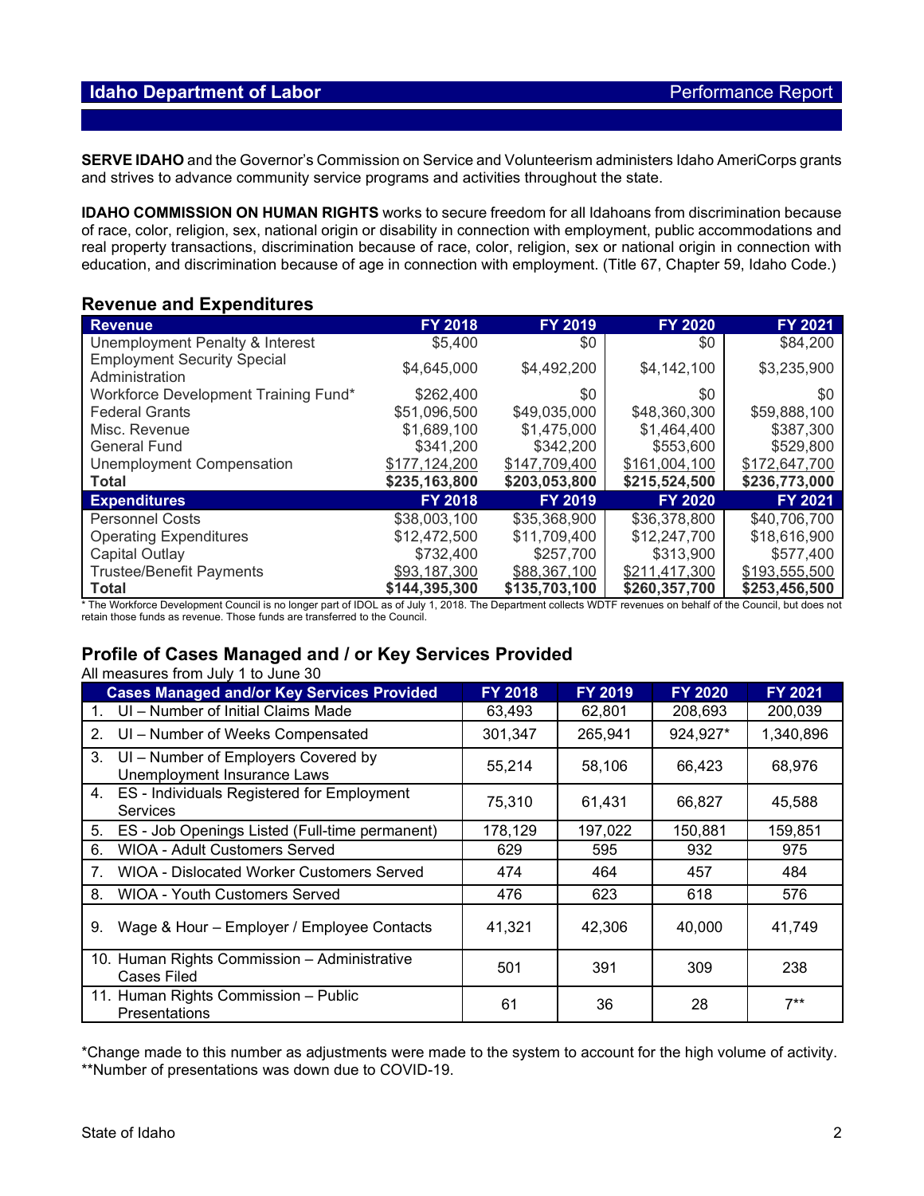**SERVE IDAHO** and the Governor's Commission on Service and Volunteerism administers Idaho AmeriCorps grants and strives to advance community service programs and activities throughout the state.

**IDAHO COMMISSION ON HUMAN RIGHTS** works to secure freedom for all Idahoans from discrimination because of race, color, religion, sex, national origin or disability in connection with employment, public accommodations and real property transactions, discrimination because of race, color, religion, sex or national origin in connection with education, and discrimination because of age in connection with employment. (Title 67, Chapter 59, Idaho Code.)

## Revenue and Expenditures

| Revenue | FY 2018 | FY 2019 | FY 2020 | FY 2021 |
|---|---|---|---|---|
| Unemployment Penalty & Interest | $5,400 | $0 | $0 | $84,200 |
| Employment Security Special Administration | $4,645,000 | $4,492,200 | $4,142,100 | $3,235,900 |
| Workforce Development Training Fund* | $262,400 | $0 | $0 | $0 |
| Federal Grants | $51,096,500 | $49,035,000 | $48,360,300 | $59,888,100 |
| Misc. Revenue | $1,689,100 | $1,475,000 | $1,464,400 | $387,300 |
| General Fund | $341,200 | $342,200 | $553,600 | $529,800 |
| Unemployment Compensation | $177,124,200 | $147,709,400 | $161,004,100 | $172,647,700 |
| **Total** | **$235,163,800** | **$203,053,800** | **$215,524,500** | **$236,773,000** |
| **Expenditures** | **FY 2018** | **FY 2019** | **FY 2020** | **FY 2021** |
| Personnel Costs | $38,003,100 | $35,368,900 | $36,378,800 | $40,706,700 |
| Operating Expenditures | $12,472,500 | $11,709,400 | $12,247,700 | $18,616,900 |
| Capital Outlay | $732,400 | $257,700 | $313,900 | $577,400 |
| Trustee/Benefit Payments | $93,187,300 | $88,367,100 | $211,417,300 | $193,555,500 |
| **Total** | **$144,395,300** | **$135,703,100** | **$260,357,700** | **$253,456,500** |

* The Workforce Development Council is no longer part of IDOL as of July 1, 2018. The Department collects WDTF revenues on behalf of the Council, but does not retain those funds as revenue. Those funds are transferred to the Council.

## Profile of Cases Managed and / or Key Services Provided

All measures from July 1 to June 30

| Cases Managed and/or Key Services Provided | FY 2018 | FY 2019 | FY 2020 | FY 2021 |
|---|---|---|---|---|
| 1. UI – Number of Initial Claims Made | 63,493 | 62,801 | 208,693 | 200,039 |
| 2. UI – Number of Weeks Compensated | 301,347 | 265,941 | 924,927* | 1,340,896 |
| 3. UI – Number of Employers Covered by Unemployment Insurance Laws | 55,214 | 58,106 | 66,423 | 68,976 |
| 4. ES - Individuals Registered for Employment Services | 75,310 | 61,431 | 66,827 | 45,588 |
| 5. ES - Job Openings Listed (Full-time permanent) | 178,129 | 197,022 | 150,881 | 159,851 |
| 6. WIOA - Adult Customers Served | 629 | 595 | 932 | 975 |
| 7. WIOA - Dislocated Worker Customers Served | 474 | 464 | 457 | 484 |
| 8. WIOA - Youth Customers Served | 476 | 623 | 618 | 576 |
| 9. Wage & Hour – Employer / Employee Contacts | 41,321 | 42,306 | 40,000 | 41,749 |
| 10. Human Rights Commission – Administrative Cases Filed | 501 | 391 | 309 | 238 |
| 11. Human Rights Commission – Public Presentations | 61 | 36 | 28 | 7** |

*Change made to this number as adjustments were made to the system to account for the high volume of activity.
**Number of presentations was down due to COVID-19.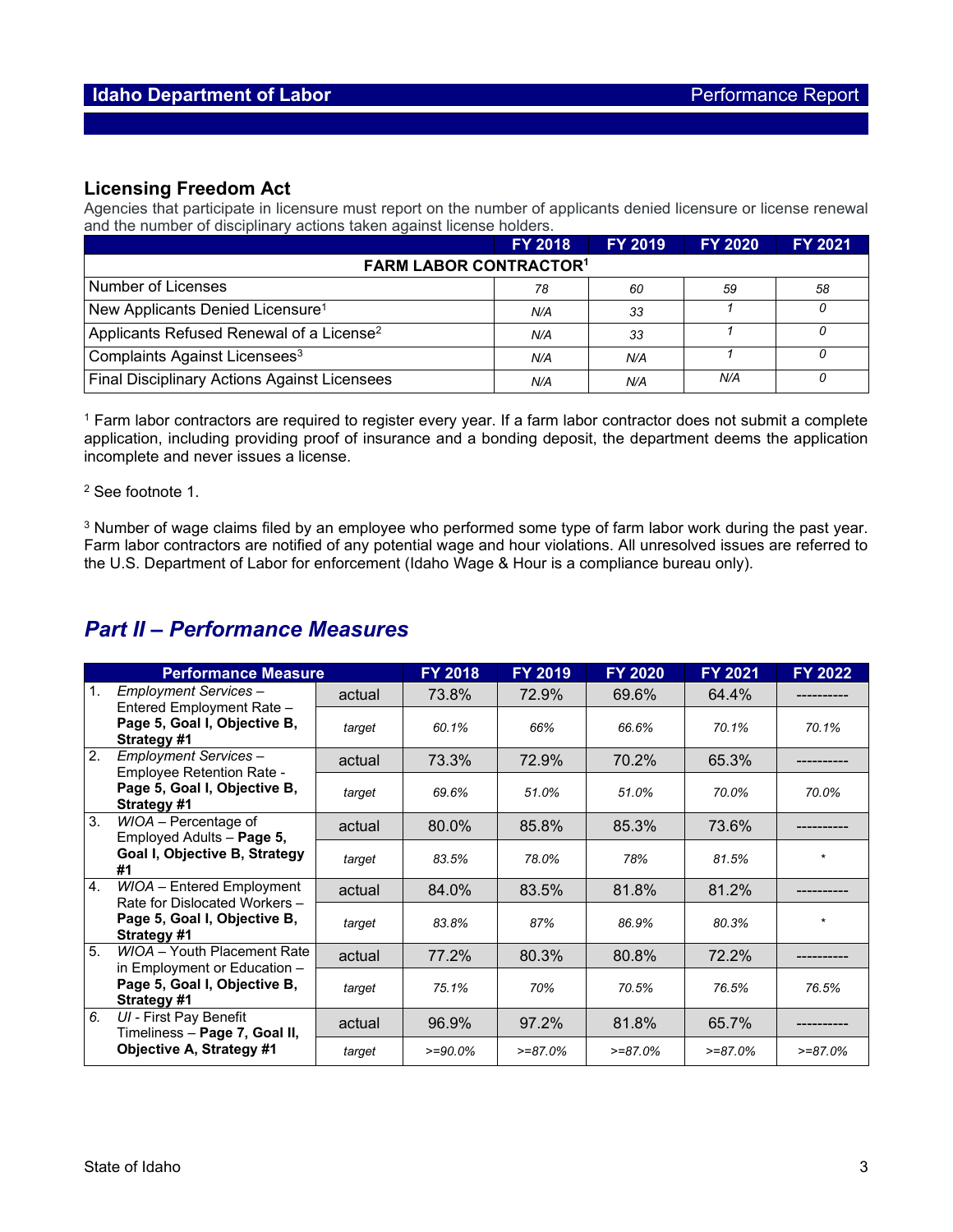## Licensing Freedom Act

Agencies that participate in licensure must report on the number of applicants denied licensure or license renewal and the number of disciplinary actions taken against license holders.

| | FY 2018 | FY 2019 | FY 2020 | FY 2021 |
|---|---|---|---|---|
| **FARM LABOR CONTRACTOR[1]** | | | | |
| Number of Licenses | 78 | 60 | 59 | 58 |
| New Applicants Denied Licensure[1] | N/A | 33 | 1 | 0 |
| Applicants Refused Renewal of a License[2] | N/A | 33 | 1 | 0 |
| Complaints Against Licensees[3] | N/A | N/A | 1 | 0 |
| Final Disciplinary Actions Against Licensees | N/A | N/A | N/A | 0 |

[1] Farm labor contractors are required to register every year. If a farm labor contractor does not submit a complete application, including providing proof of insurance and a bonding deposit, the department deems the application incomplete and never issues a license.

[2] See footnote 1.

[3] Number of wage claims filed by an employee who performed some type of farm labor work during the past year. Farm labor contractors are notified of any potential wage and hour violations. All unresolved issues are referred to the U.S. Department of Labor for enforcement (Idaho Wage & Hour is a compliance bureau only).

## *Part II – Performance Measures*

| Performance Measure | | FY 2018 | FY 2019 | FY 2020 | FY 2021 | FY 2022 |
|---|---|---|---|---|---|---|
| 1. *Employment Services* – Entered Employment Rate – **Page 5, Goal I, Objective B, Strategy #1** | actual | 73.8% | 72.9% | 69.6% | 64.4% | ---------- |
| | target | 60.1% | 66% | 66.6% | 70.1% | 70.1% |
| 2. *Employment Services* – Employee Retention Rate - **Page 5, Goal I, Objective B, Strategy #1** | actual | 73.3% | 72.9% | 70.2% | 65.3% | ---------- |
| | target | 69.6% | 51.0% | 51.0% | 70.0% | 70.0% |
| 3. *WIOA* – Percentage of Employed Adults – **Page 5, Goal I, Objective B, Strategy #1** | actual | 80.0% | 85.8% | 85.3% | 73.6% | ---------- |
| | target | 83.5% | 78.0% | 78% | 81.5% | * |
| 4. *WIOA* – Entered Employment Rate for Dislocated Workers – **Page 5, Goal I, Objective B, Strategy #1** | actual | 84.0% | 83.5% | 81.8% | 81.2% | ---------- |
| | target | 83.8% | 87% | 86.9% | 80.3% | * |
| 5. *WIOA* – Youth Placement Rate in Employment or Education – **Page 5, Goal I, Objective B, Strategy #1** | actual | 77.2% | 80.3% | 80.8% | 72.2% | ---------- |
| | target | 75.1% | 70% | 70.5% | 76.5% | 76.5% |
| 6. *UI* - First Pay Benefit Timeliness – **Page 7, Goal II, Objective A, Strategy #1** | actual | 96.9% | 97.2% | 81.8% | 65.7% | ---------- |
| | target | >=90.0% | >=87.0% | >=87.0% | >=87.0% | >=87.0% |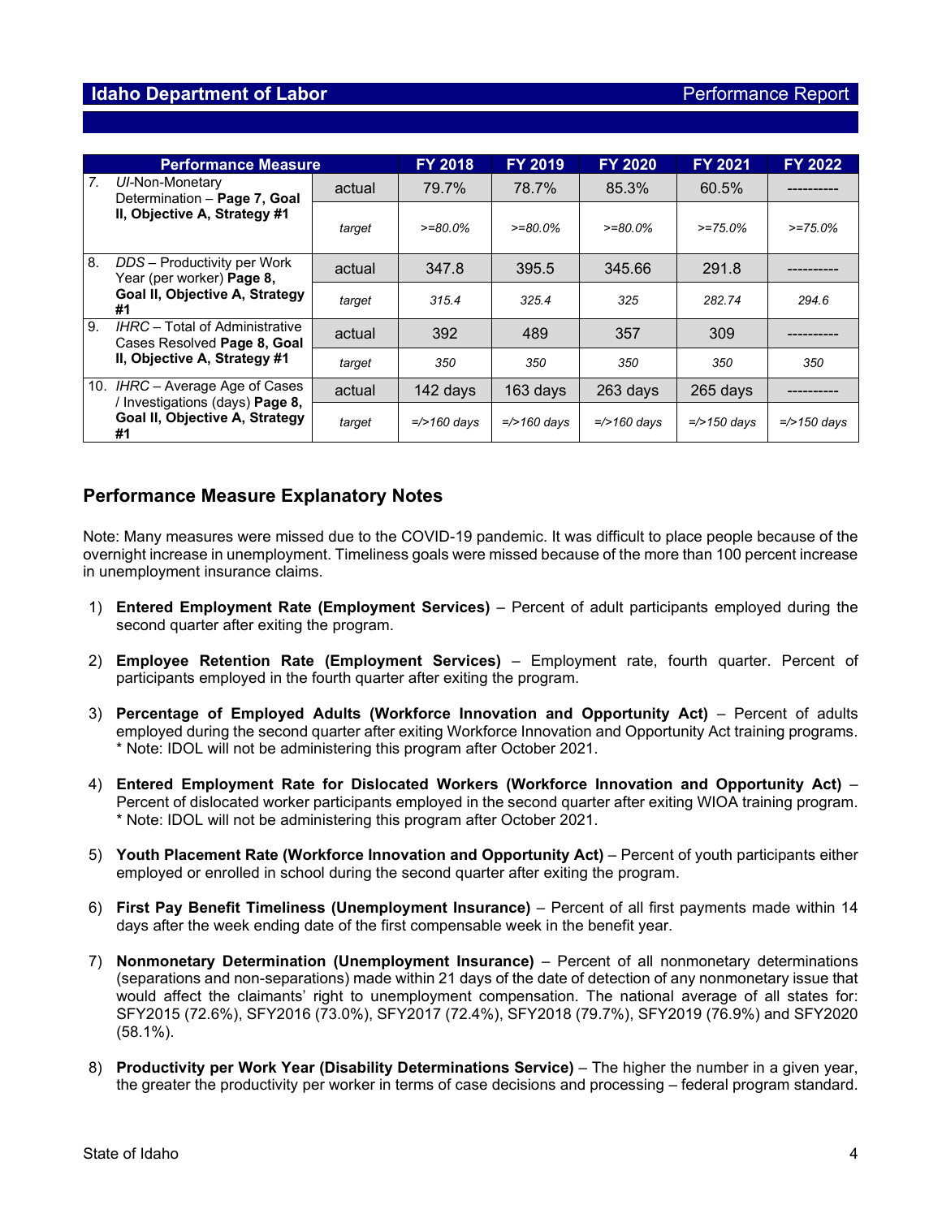| Performance Measure | | FY 2018 | FY 2019 | FY 2020 | FY 2021 | FY 2022 |
|---|---|---|---|---|---|---|
| 7. *UI*-Non-Monetary Determination – **Page 7, Goal II, Objective A, Strategy #1** | actual | 79.7% | 78.7% | 85.3% | 60.5% | ---------- |
| | *target* | *>=80.0%* | *>=80.0%* | *>=80.0%* | *>=75.0%* | *>=75.0%* |
| 8. *DDS* – Productivity per Work Year (per worker) **Page 8, Goal II, Objective A, Strategy #1** | actual | 347.8 | 395.5 | 345.66 | 291.8 | ---------- |
| | *target* | *315.4* | *325.4* | *325* | *282.74* | *294.6* |
| 9. *IHRC* – Total of Administrative Cases Resolved **Page 8, Goal II, Objective A, Strategy #1** | actual | 392 | 489 | 357 | 309 | ---------- |
| | *target* | *350* | *350* | *350* | *350* | *350* |
| 10. *IHRC* – Average Age of Cases / Investigations (days) **Page 8, Goal II, Objective A, Strategy #1** | actual | 142 days | 163 days | 263 days | 265 days | ---------- |
| | *target* | *=/>160 days* | *=/>160 days* | *=/>160 days* | *=/>150 days* | *=/>150 days* |

## Performance Measure Explanatory Notes

Note: Many measures were missed due to the COVID-19 pandemic. It was difficult to place people because of the overnight increase in unemployment. Timeliness goals were missed because of the more than 100 percent increase in unemployment insurance claims.

1) **Entered Employment Rate (Employment Services)** – Percent of adult participants employed during the second quarter after exiting the program.

2) **Employee Retention Rate (Employment Services)** – Employment rate, fourth quarter. Percent of participants employed in the fourth quarter after exiting the program.

3) **Percentage of Employed Adults (Workforce Innovation and Opportunity Act)** – Percent of adults employed during the second quarter after exiting Workforce Innovation and Opportunity Act training programs. * Note: IDOL will not be administering this program after October 2021.

4) **Entered Employment Rate for Dislocated Workers (Workforce Innovation and Opportunity Act)** – Percent of dislocated worker participants employed in the second quarter after exiting WIOA training program. * Note: IDOL will not be administering this program after October 2021.

5) **Youth Placement Rate (Workforce Innovation and Opportunity Act)** – Percent of youth participants either employed or enrolled in school during the second quarter after exiting the program.

6) **First Pay Benefit Timeliness (Unemployment Insurance)** – Percent of all first payments made within 14 days after the week ending date of the first compensable week in the benefit year.

7) **Nonmonetary Determination (Unemployment Insurance)** – Percent of all nonmonetary determinations (separations and non-separations) made within 21 days of the date of detection of any nonmonetary issue that would affect the claimants' right to unemployment compensation. The national average of all states for: SFY2015 (72.6%), SFY2016 (73.0%), SFY2017 (72.4%), SFY2018 (79.7%), SFY2019 (76.9%) and SFY2020 (58.1%).

8) **Productivity per Work Year (Disability Determinations Service)** – The higher the number in a given year, the greater the productivity per worker in terms of case decisions and processing – federal program standard.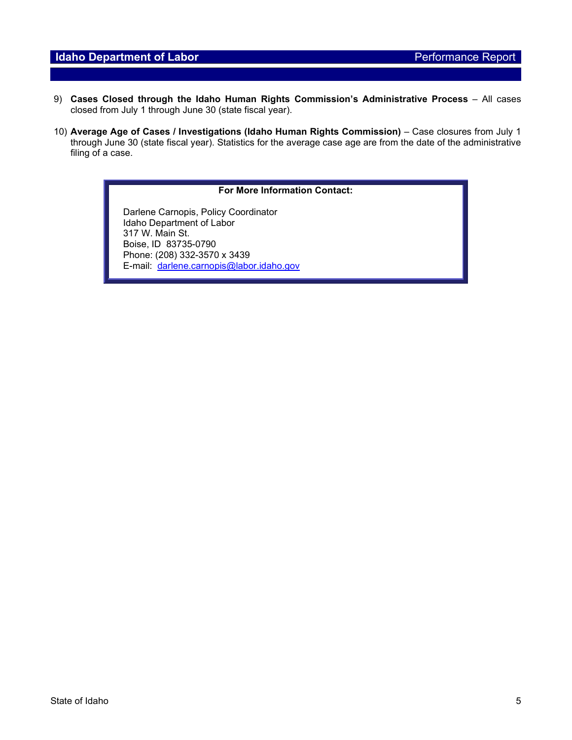9) **Cases Closed through the Idaho Human Rights Commission's Administrative Process** – All cases closed from July 1 through June 30 (state fiscal year).

10) **Average Age of Cases / Investigations (Idaho Human Rights Commission)** – Case closures from July 1 through June 30 (state fiscal year). Statistics for the average case age are from the date of the administrative filing of a case.

**For More Information Contact:**

Darlene Carnopis, Policy Coordinator
Idaho Department of Labor
317 W. Main St.
Boise, ID 83735-0790
Phone: (208) 332-3570 x 3439
E-mail: darlene.carnopis@labor.idaho.gov